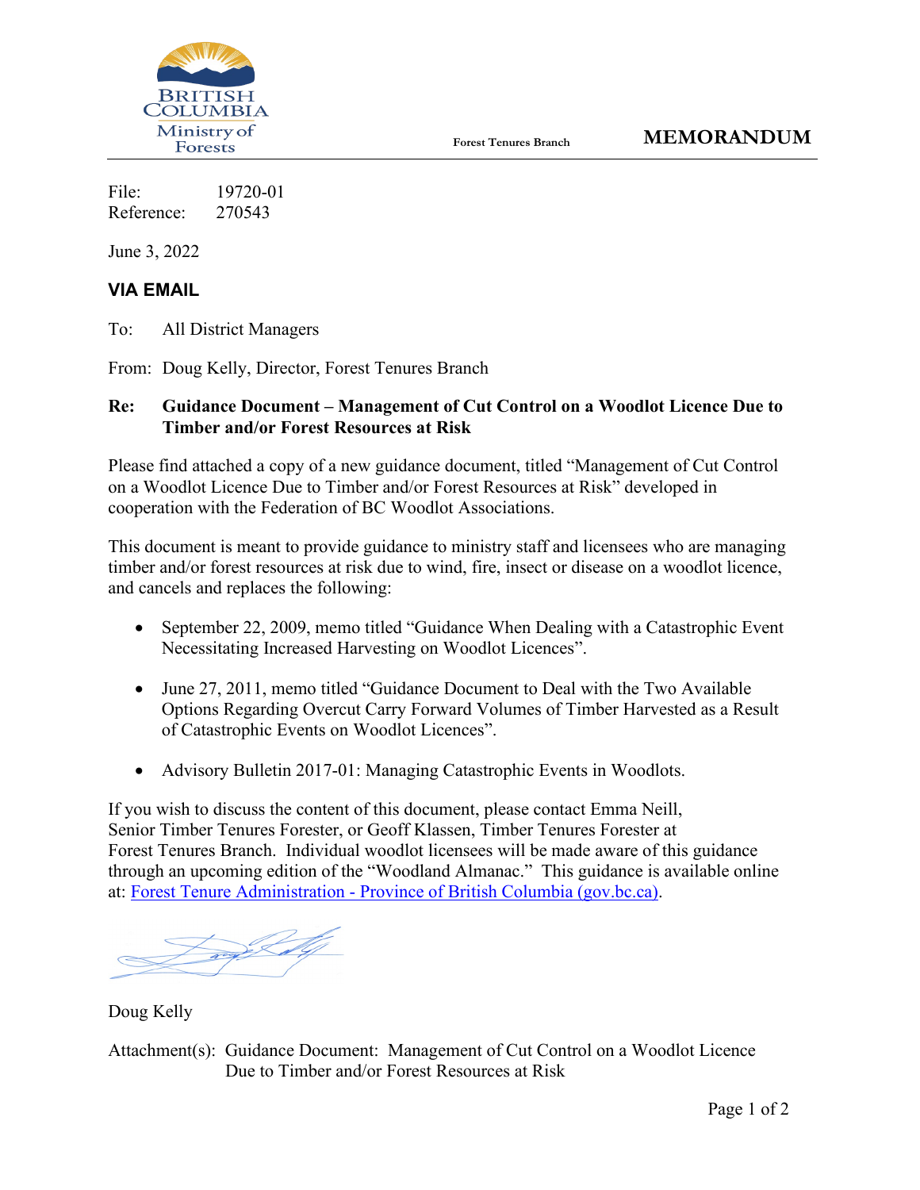BRITISH COLUMBIA
Ministry of Forests

Forest Tenures Branch

# MEMORANDUM

File: 19720-01
Reference: 270543

June 3, 2022

**VIA EMAIL**

To: All District Managers

From: Doug Kelly, Director, Forest Tenures Branch

**Re: Guidance Document – Management of Cut Control on a Woodlot Licence Due to Timber and/or Forest Resources at Risk**

Please find attached a copy of a new guidance document, titled “Management of Cut Control on a Woodlot Licence Due to Timber and/or Forest Resources at Risk” developed in cooperation with the Federation of BC Woodlot Associations.

This document is meant to provide guidance to ministry staff and licensees who are managing timber and/or forest resources at risk due to wind, fire, insect or disease on a woodlot licence, and cancels and replaces the following:

- September 22, 2009, memo titled “Guidance When Dealing with a Catastrophic Event Necessitating Increased Harvesting on Woodlot Licences”.
- June 27, 2011, memo titled “Guidance Document to Deal with the Two Available Options Regarding Overcut Carry Forward Volumes of Timber Harvested as a Result of Catastrophic Events on Woodlot Licences”.
- Advisory Bulletin 2017-01: Managing Catastrophic Events in Woodlots.

If you wish to discuss the content of this document, please contact Emma Neill, Senior Timber Tenures Forester, or Geoff Klassen, Timber Tenures Forester at Forest Tenures Branch. Individual woodlot licensees will be made aware of this guidance through an upcoming edition of the “Woodland Almanac.” This guidance is available online at: [Forest Tenure Administration - Province of British Columbia (gov.bc.ca)](gov.bc.ca).

Doug Kelly

Attachment(s): Guidance Document: Management of Cut Control on a Woodlot Licence Due to Timber and/or Forest Resources at Risk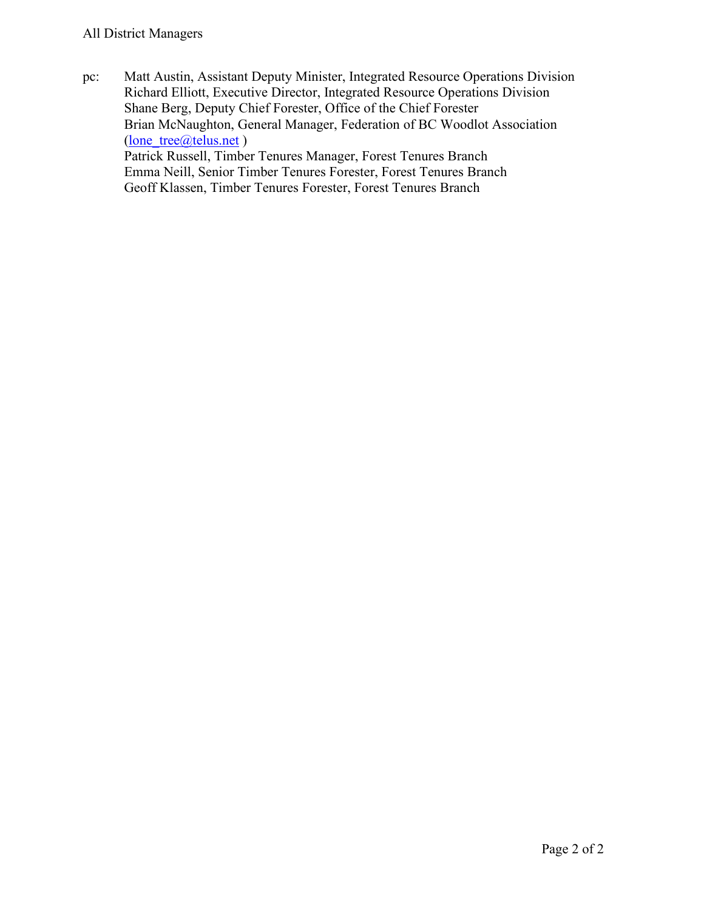All District Managers

pc: Matt Austin, Assistant Deputy Minister, Integrated Resource Operations Division
Richard Elliott, Executive Director, Integrated Resource Operations Division
Shane Berg, Deputy Chief Forester, Office of the Chief Forester
Brian McNaughton, General Manager, Federation of BC Woodlot Association
(lone_tree@telus.net )
Patrick Russell, Timber Tenures Manager, Forest Tenures Branch
Emma Neill, Senior Timber Tenures Forester, Forest Tenures Branch
Geoff Klassen, Timber Tenures Forester, Forest Tenures Branch